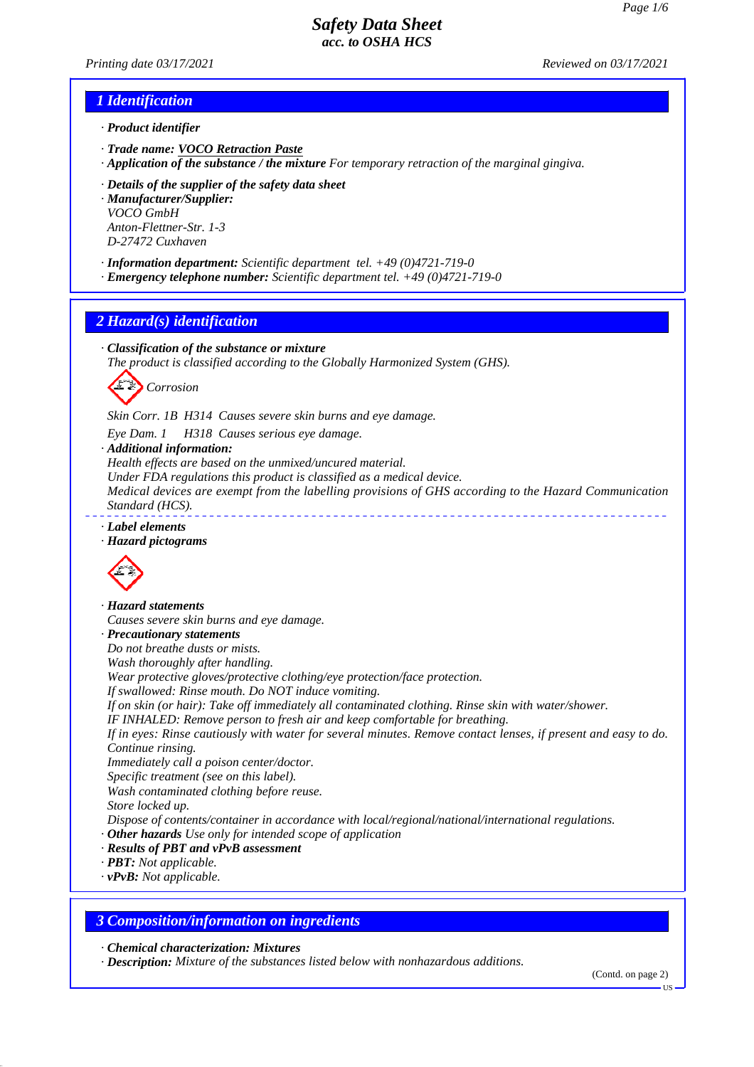# Safety Data Sheet
### acc. to OSHA HCS

*Printing date 03/17/2021* *Reviewed on 03/17/2021*

## 1 Identification

· **Product identifier**

· **Trade name: VOCO Retraction Paste**

· **Application of the substance / the mixture** For temporary retraction of the marginal gingiva.

· **Details of the supplier of the safety data sheet**

· **Manufacturer/Supplier:**
VOCO GmbH
Anton-Flettner-Str. 1-3
D-27472 Cuxhaven

· **Information department:** Scientific department tel. +49 (0)4721-719-0

· **Emergency telephone number:** Scientific department tel. +49 (0)4721-719-0

## 2 Hazard(s) identification

· **Classification of the substance or mixture**
The product is classified according to the Globally Harmonized System (GHS).

Corrosion

Skin Corr. 1B H314 Causes severe skin burns and eye damage.

Eye Dam. 1 H318 Causes serious eye damage.

· **Additional information:**
Health effects are based on the unmixed/uncured material.
Under FDA regulations this product is classified as a medical device.
Medical devices are exempt from the labelling provisions of GHS according to the Hazard Communication Standard (HCS).

· **Label elements**

· **Hazard pictograms**

· **Hazard statements**
Causes severe skin burns and eye damage.

· **Precautionary statements**
Do not breathe dusts or mists.
Wash thoroughly after handling.
Wear protective gloves/protective clothing/eye protection/face protection.
If swallowed: Rinse mouth. Do NOT induce vomiting.
If on skin (or hair): Take off immediately all contaminated clothing. Rinse skin with water/shower.
IF INHALED: Remove person to fresh air and keep comfortable for breathing.
If in eyes: Rinse cautiously with water for several minutes. Remove contact lenses, if present and easy to do. Continue rinsing.
Immediately call a poison center/doctor.
Specific treatment (see on this label).
Wash contaminated clothing before reuse.
Store locked up.
Dispose of contents/container in accordance with local/regional/national/international regulations.

· **Other hazards** Use only for intended scope of application

· **Results of PBT and vPvB assessment**

· **PBT:** Not applicable.

· **vPvB:** Not applicable.

## 3 Composition/information on ingredients

· **Chemical characterization: Mixtures**

· **Description:** Mixture of the substances listed below with nonhazardous additions.

(Contd. on page 2)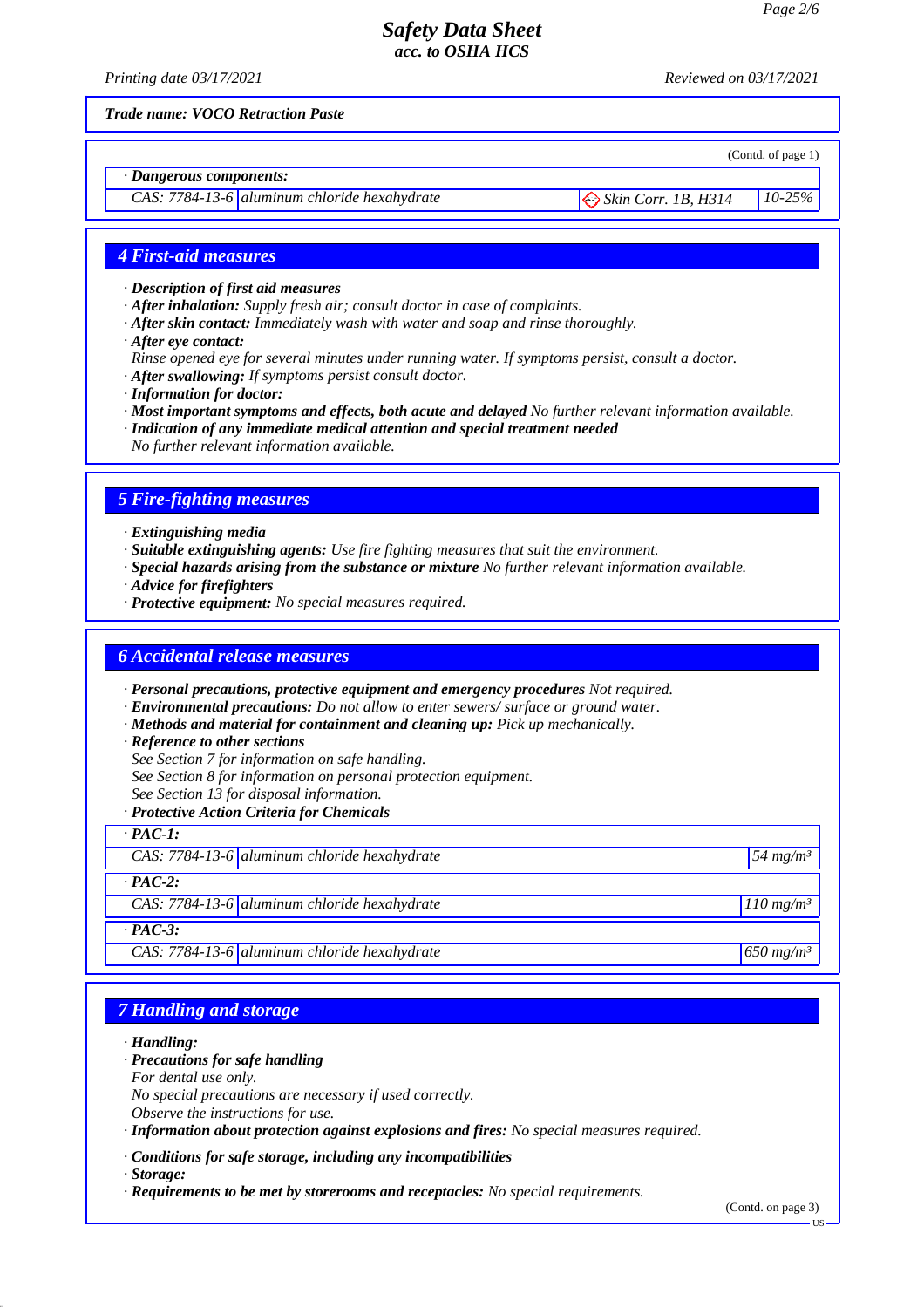*Trade name: VOCO Retraction Paste*

(Contd. of page 1)

**· Dangerous components:**

| | | | |
|---|---|---|---|
| CAS: 7784-13-6 | aluminum chloride hexahydrate | Skin Corr. 1B, H314 | 10-25% |

## 4 First-aid measures

- **Description of first aid measures**
- **After inhalation:** Supply fresh air; consult doctor in case of complaints.
- **After skin contact:** Immediately wash with water and soap and rinse thoroughly.
- **After eye contact:**
  Rinse opened eye for several minutes under running water. If symptoms persist, consult a doctor.
- **After swallowing:** If symptoms persist consult doctor.
- **Information for doctor:**
- **Most important symptoms and effects, both acute and delayed** No further relevant information available.
- **Indication of any immediate medical attention and special treatment needed**
  No further relevant information available.

## 5 Fire-fighting measures

- **Extinguishing media**
- **Suitable extinguishing agents:** Use fire fighting measures that suit the environment.
- **Special hazards arising from the substance or mixture** No further relevant information available.
- **Advice for firefighters**
- **Protective equipment:** No special measures required.

## 6 Accidental release measures

- **Personal precautions, protective equipment and emergency procedures** Not required.
- **Environmental precautions:** Do not allow to enter sewers/ surface or ground water.
- **Methods and material for containment and cleaning up:** Pick up mechanically.
- **Reference to other sections**
  See Section 7 for information on safe handling.
  See Section 8 for information on personal protection equipment.
  See Section 13 for disposal information.
- **Protective Action Criteria for Chemicals**

| | | |
|---|---|---|
| **· PAC-1:** | | |
| CAS: 7784-13-6 | aluminum chloride hexahydrate | 54 mg/m³ |
| **· PAC-2:** | | |
| CAS: 7784-13-6 | aluminum chloride hexahydrate | 110 mg/m³ |
| **· PAC-3:** | | |
| CAS: 7784-13-6 | aluminum chloride hexahydrate | 650 mg/m³ |

## 7 Handling and storage

- **Handling:**
- **Precautions for safe handling**
  For dental use only.
  No special precautions are necessary if used correctly.
  Observe the instructions for use.
- **Information about protection against explosions and fires:** No special measures required.
- **Conditions for safe storage, including any incompatibilities**
- **Storage:**
- **Requirements to be met by storerooms and receptacles:** No special requirements.

(Contd. on page 3)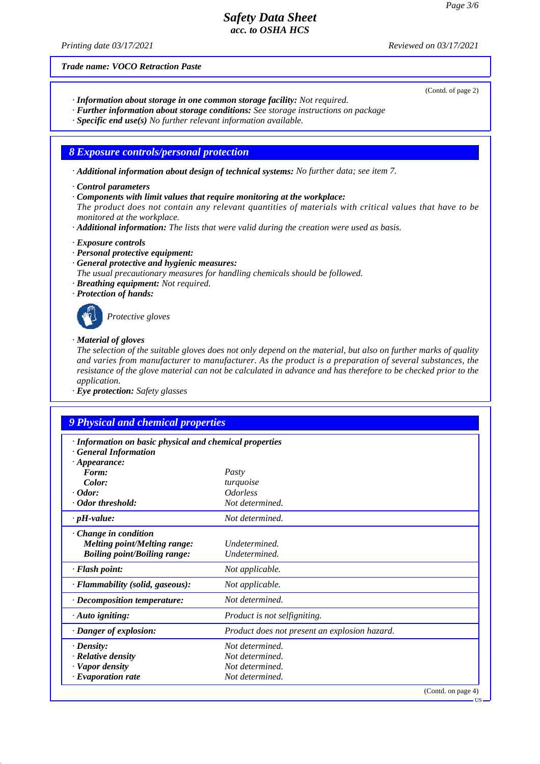Trade name: VOCO Retraction Paste

(Contd. of page 2)

· **Information about storage in one common storage facility:** Not required.
· **Further information about storage conditions:** See storage instructions on package
· **Specific end use(s)** No further relevant information available.

## 8 Exposure controls/personal protection

· **Additional information about design of technical systems:** No further data; see item 7.

· **Control parameters**
· **Components with limit values that require monitoring at the workplace:**
The product does not contain any relevant quantities of materials with critical values that have to be monitored at the workplace.
· **Additional information:** The lists that were valid during the creation were used as basis.

· **Exposure controls**
· **Personal protective equipment:**
· **General protective and hygienic measures:**
The usual precautionary measures for handling chemicals should be followed.
· **Breathing equipment:** Not required.
· **Protection of hands:**

Protective gloves

· **Material of gloves**
The selection of the suitable gloves does not only depend on the material, but also on further marks of quality and varies from manufacturer to manufacturer. As the product is a preparation of several substances, the resistance of the glove material can not be calculated in advance and has therefore to be checked prior to the application.
· **Eye protection:** Safety glasses

## 9 Physical and chemical properties

| · Information on basic physical and chemical properties | |
|---|---|
| · General Information | |
| · Appearance: | |
| Form: | Pasty |
| Color: | turquoise |
| · Odor: | Odorless |
| · Odor threshold: | Not determined. |
| · pH-value: | Not determined. |
| · Change in condition | |
| Melting point/Melting range: | Undetermined. |
| Boiling point/Boiling range: | Undetermined. |
| · Flash point: | Not applicable. |
| · Flammability (solid, gaseous): | Not applicable. |
| · Decomposition temperature: | Not determined. |
| · Auto igniting: | Product is not selfigniting. |
| · Danger of explosion: | Product does not present an explosion hazard. |
| · Density: | Not determined. |
| · Relative density | Not determined. |
| · Vapor density | Not determined. |
| · Evaporation rate | Not determined. |

(Contd. on page 4)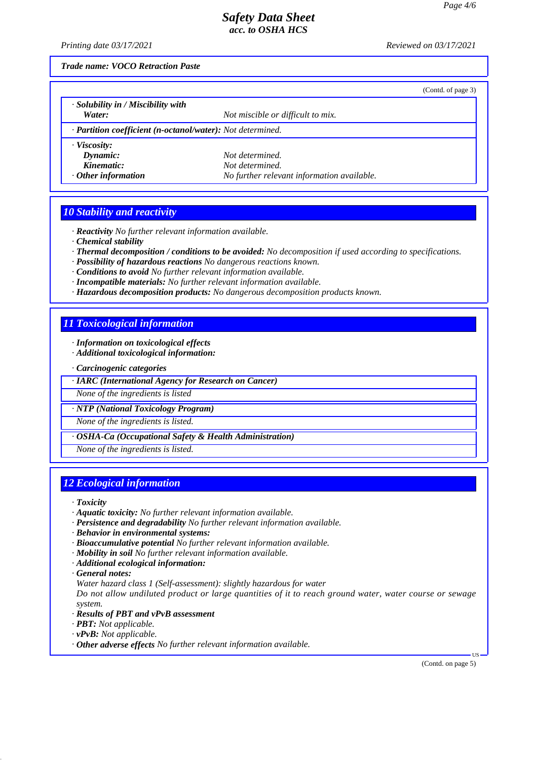**Trade name: VOCO Retraction Paste**

(Contd. of page 3)

· ***Solubility in / Miscibility with***
  ***Water:*** *Not miscible or difficult to mix.*

· ***Partition coefficient (n-octanol/water):*** *Not determined.*

· ***Viscosity:***
  ***Dynamic:*** *Not determined.*
  ***Kinematic:*** *Not determined.*

· ***Other information*** *No further relevant information available.*

## 10 Stability and reactivity

· ***Reactivity*** *No further relevant information available.*
· ***Chemical stability***
· ***Thermal decomposition / conditions to be avoided:*** *No decomposition if used according to specifications.*
· ***Possibility of hazardous reactions*** *No dangerous reactions known.*
· ***Conditions to avoid*** *No further relevant information available.*
· ***Incompatible materials:*** *No further relevant information available.*
· ***Hazardous decomposition products:*** *No dangerous decomposition products known.*

## 11 Toxicological information

· ***Information on toxicological effects***
· ***Additional toxicological information:***

· ***Carcinogenic categories***

· ***IARC (International Agency for Research on Cancer)***
*None of the ingredients is listed*

· ***NTP (National Toxicology Program)***
*None of the ingredients is listed.*

· ***OSHA-Ca (Occupational Safety & Health Administration)***
*None of the ingredients is listed.*

## 12 Ecological information

· ***Toxicity***
· ***Aquatic toxicity:*** *No further relevant information available.*
· ***Persistence and degradability*** *No further relevant information available.*
· ***Behavior in environmental systems:***
· ***Bioaccumulative potential*** *No further relevant information available.*
· ***Mobility in soil*** *No further relevant information available.*
· ***Additional ecological information:***
· ***General notes:***
*Water hazard class 1 (Self-assessment): slightly hazardous for water*
*Do not allow undiluted product or large quantities of it to reach ground water, water course or sewage system.*
· ***Results of PBT and vPvB assessment***
· ***PBT:*** *Not applicable.*
· ***vPvB:*** *Not applicable.*
· ***Other adverse effects*** *No further relevant information available.*

(Contd. on page 5)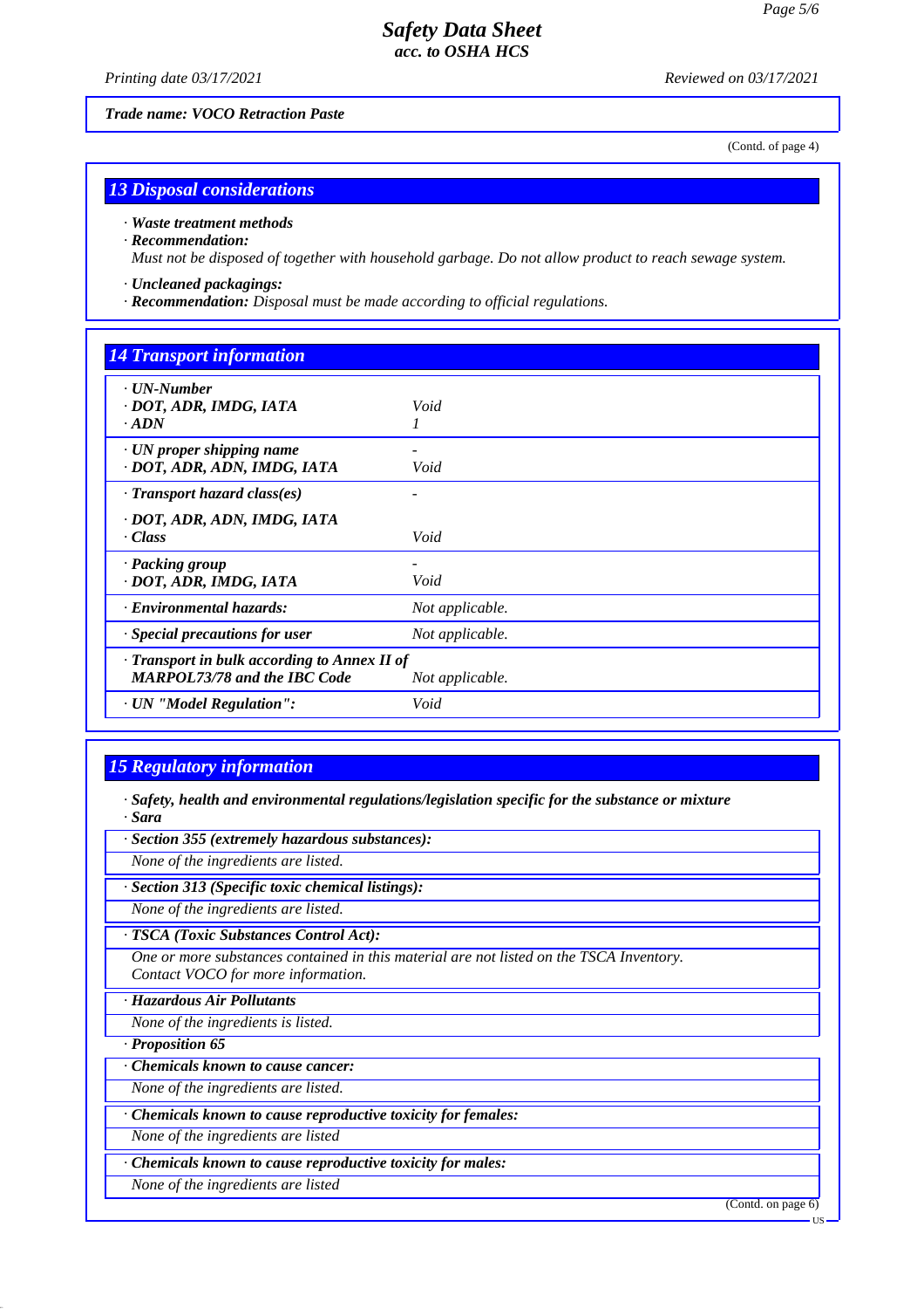Trade name: VOCO Retraction Paste

(Contd. of page 4)

## 13 Disposal considerations

· **Waste treatment methods**
· **Recommendation:**
*Must not be disposed of together with household garbage. Do not allow product to reach sewage system.*

· **Uncleaned packagings:**
· **Recommendation:** *Disposal must be made according to official regulations.*

## 14 Transport information

| | |
|---|---|
| · **UN-Number**<br>· **DOT, ADR, IMDG, IATA**<br>· **ADN** | <br>*Void*<br>*1* |
| · **UN proper shipping name**<br>· **DOT, ADR, ADN, IMDG, IATA** | *-*<br>*Void* |
| · **Transport hazard class(es)**<br>· **DOT, ADR, ADN, IMDG, IATA**<br>· **Class** | *-*<br><br>*Void* |
| · **Packing group**<br>· **DOT, ADR, IMDG, IATA** | *-*<br>*Void* |
| · **Environmental hazards:** | *Not applicable.* |
| · **Special precautions for user** | *Not applicable.* |
| · **Transport in bulk according to Annex II of MARPOL73/78 and the IBC Code** | *Not applicable.* |
| · **UN "Model Regulation":** | *Void* |

## 15 Regulatory information

· **Safety, health and environmental regulations/legislation specific for the substance or mixture**
· **Sara**

· **Section 355 (extremely hazardous substances):**
*None of the ingredients are listed.*

· **Section 313 (Specific toxic chemical listings):**
*None of the ingredients are listed.*

· **TSCA (Toxic Substances Control Act):**
*One or more substances contained in this material are not listed on the TSCA Inventory. Contact VOCO for more information.*

· **Hazardous Air Pollutants**
*None of the ingredients is listed.*

· **Proposition 65**

· **Chemicals known to cause cancer:**
*None of the ingredients are listed.*

· **Chemicals known to cause reproductive toxicity for females:**
*None of the ingredients are listed*

· **Chemicals known to cause reproductive toxicity for males:**
*None of the ingredients are listed*

(Contd. on page 6)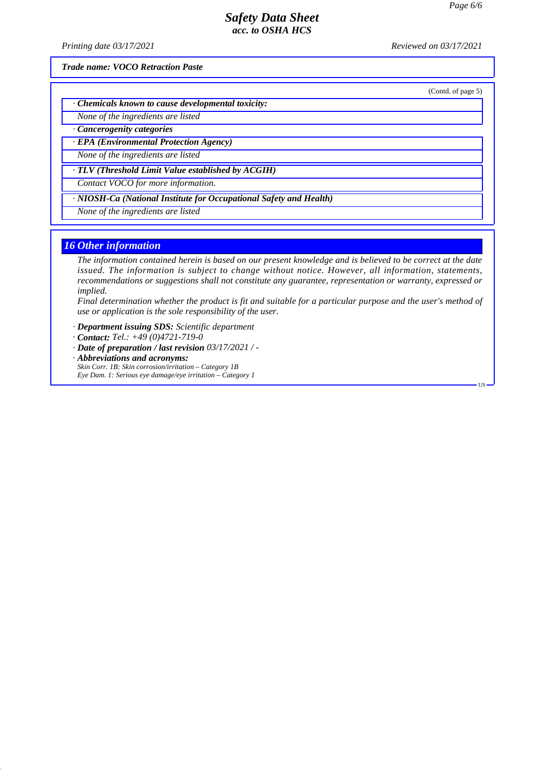**Trade name: VOCO Retraction Paste**

(Contd. of page 5)

· ***Chemicals known to cause developmental toxicity:***

*None of the ingredients are listed*

· ***Cancerogenity categories***

· ***EPA (Environmental Protection Agency)***

*None of the ingredients are listed*

· ***TLV (Threshold Limit Value established by ACGIH)***

*Contact VOCO for more information.*

· ***NIOSH-Ca (National Institute for Occupational Safety and Health)***

*None of the ingredients are listed*

## *16 Other information*

*The information contained herein is based on our present knowledge and is believed to be correct at the date issued. The information is subject to change without notice. However, all information, statements, recommendations or suggestions shall not constitute any guarantee, representation or warranty, expressed or implied.*

*Final determination whether the product is fit and suitable for a particular purpose and the user's method of use or application is the sole responsibility of the user.*

· ***Department issuing SDS:*** *Scientific department*

· ***Contact:*** *Tel.: +49 (0)4721-719-0*

· ***Date of preparation / last revision*** *03/17/2021 / -*

· ***Abbreviations and acronyms:***

*Skin Corr. 1B: Skin corrosion/irritation – Category 1B*

*Eye Dam. 1: Serious eye damage/eye irritation – Category 1*

US